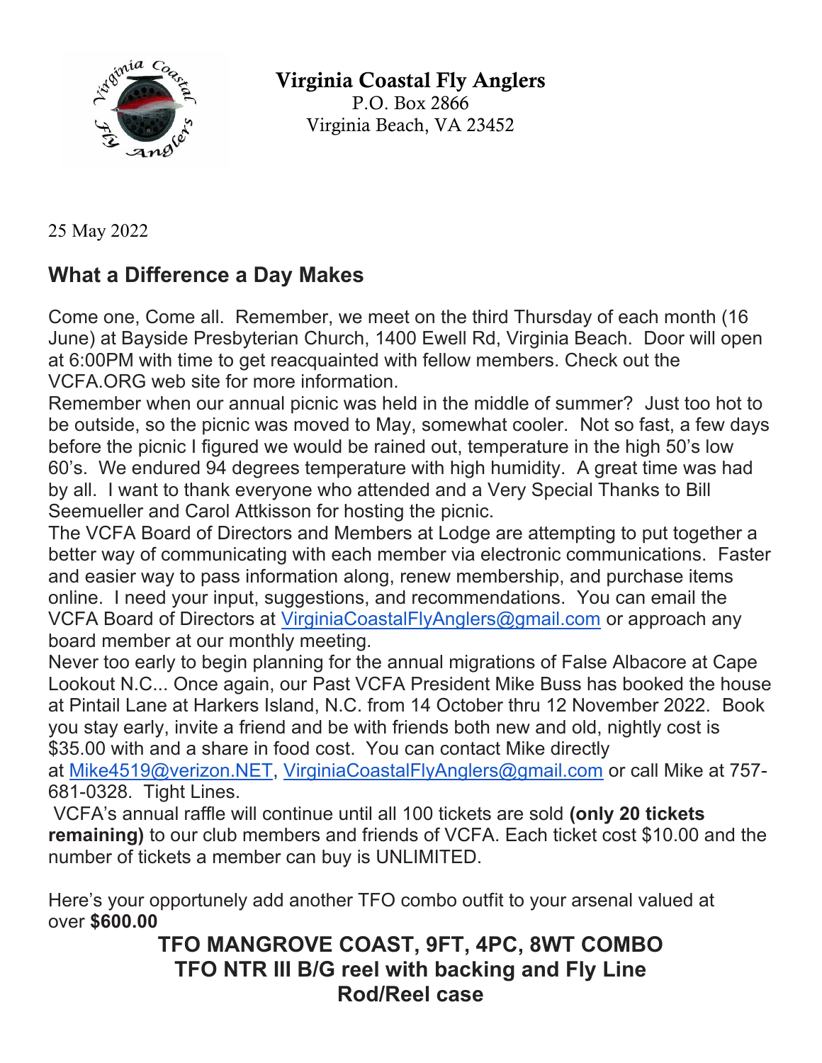**Virginia Coastal Fly Anglers**
P.O. Box 2866
Virginia Beach, VA 23452

25 May 2022

## What a Difference a Day Makes

Come one, Come all. Remember, we meet on the third Thursday of each month (16 June) at Bayside Presbyterian Church, 1400 Ewell Rd, Virginia Beach. Door will open at 6:00PM with time to get reacquainted with fellow members. Check out the VCFA.ORG web site for more information.

Remember when our annual picnic was held in the middle of summer? Just too hot to be outside, so the picnic was moved to May, somewhat cooler. Not so fast, a few days before the picnic I figured we would be rained out, temperature in the high 50's low 60's. We endured 94 degrees temperature with high humidity. A great time was had by all. I want to thank everyone who attended and a Very Special Thanks to Bill Seemueller and Carol Attkisson for hosting the picnic.

The VCFA Board of Directors and Members at Lodge are attempting to put together a better way of communicating with each member via electronic communications. Faster and easier way to pass information along, renew membership, and purchase items online. I need your input, suggestions, and recommendations. You can email the VCFA Board of Directors at VirginiaCoastalFlyAnglers@gmail.com or approach any board member at our monthly meeting.

Never too early to begin planning for the annual migrations of False Albacore at Cape Lookout N.C... Once again, our Past VCFA President Mike Buss has booked the house at Pintail Lane at Harkers Island, N.C. from 14 October thru 12 November 2022. Book you stay early, invite a friend and be with friends both new and old, nightly cost is $35.00 with and a share in food cost. You can contact Mike directly at Mike4519@verizon.NET, VirginiaCoastalFlyAnglers@gmail.com or call Mike at 757-681-0328. Tight Lines.

VCFA's annual raffle will continue until all 100 tickets are sold **(only 20 tickets remaining)** to our club members and friends of VCFA. Each ticket cost $10.00 and the number of tickets a member can buy is UNLIMITED.

Here's your opportunely add another TFO combo outfit to your arsenal valued at over **$600.00**

**TFO MANGROVE COAST, 9FT, 4PC, 8WT COMBO**
**TFO NTR III B/G reel with backing and Fly Line**
**Rod/Reel case**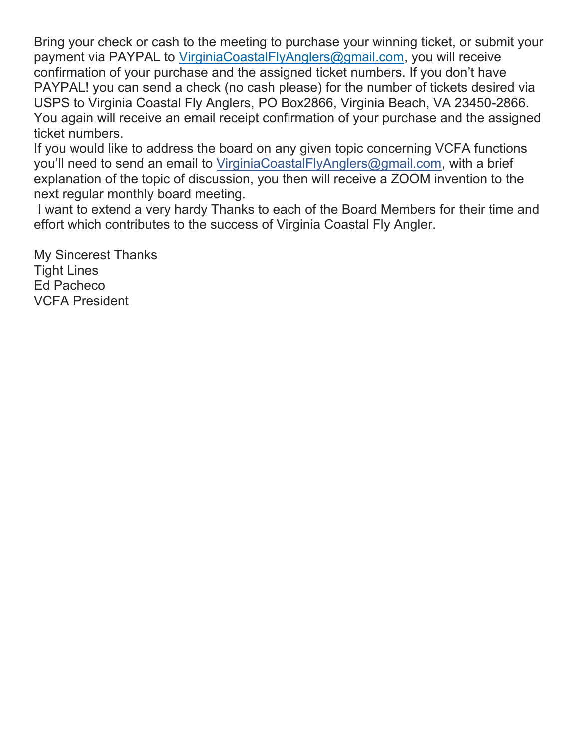Bring your check or cash to the meeting to purchase your winning ticket, or submit your payment via PAYPAL to [VirginiaCoastalFlyAnglers@gmail.com](mailto:VirginiaCoastalFlyAnglers@gmail.com), you will receive confirmation of your purchase and the assigned ticket numbers. If you don't have PAYPAL! you can send a check (no cash please) for the number of tickets desired via USPS to Virginia Coastal Fly Anglers, PO Box2866, Virginia Beach, VA 23450-2866. You again will receive an email receipt confirmation of your purchase and the assigned ticket numbers.

If you would like to address the board on any given topic concerning VCFA functions you'll need to send an email to [VirginiaCoastalFlyAnglers@gmail.com](mailto:VirginiaCoastalFlyAnglers@gmail.com), with a brief explanation of the topic of discussion, you then will receive a ZOOM invention to the next regular monthly board meeting.

I want to extend a very hardy Thanks to each of the Board Members for their time and effort which contributes to the success of Virginia Coastal Fly Angler.

My Sincerest Thanks
Tight Lines
Ed Pacheco
VCFA President